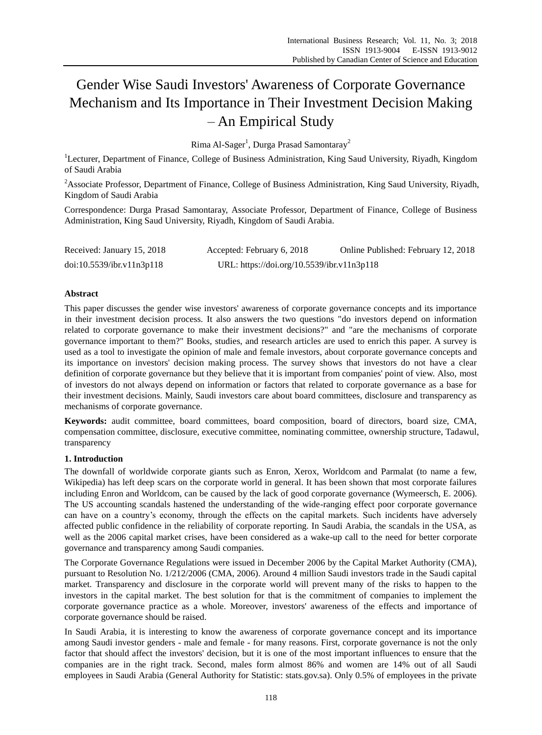# Gender Wise Saudi Investors' Awareness of Corporate Governance Mechanism and Its Importance in Their Investment Decision Making – An Empirical Study

Rima Al-Sager[1], Durga Prasad Samontaray[2]

[1]Lecturer, Department of Finance, College of Business Administration, King Saud University, Riyadh, Kingdom of Saudi Arabia

[2]Associate Professor, Department of Finance, College of Business Administration, King Saud University, Riyadh, Kingdom of Saudi Arabia

Correspondence: Durga Prasad Samontaray, Associate Professor, Department of Finance, College of Business Administration, King Saud University, Riyadh, Kingdom of Saudi Arabia.

Received: January 15, 2018 Accepted: February 6, 2018 Online Published: February 12, 2018

doi:10.5539/ibr.v11n3p118 URL: https://doi.org/10.5539/ibr.v11n3p118

## Abstract

This paper discusses the gender wise investors' awareness of corporate governance concepts and its importance in their investment decision process. It also answers the two questions "do investors depend on information related to corporate governance to make their investment decisions?" and "are the mechanisms of corporate governance important to them?" Books, studies, and research articles are used to enrich this paper. A survey is used as a tool to investigate the opinion of male and female investors, about corporate governance concepts and its importance on investors' decision making process. The survey shows that investors do not have a clear definition of corporate governance but they believe that it is important from companies' point of view. Also, most of investors do not always depend on information or factors that related to corporate governance as a base for their investment decisions. Mainly, Saudi investors care about board committees, disclosure and transparency as mechanisms of corporate governance.

**Keywords:** audit committee, board committees, board composition, board of directors, board size, CMA, compensation committee, disclosure, executive committee, nominating committee, ownership structure, Tadawul, transparency

## 1. Introduction

The downfall of worldwide corporate giants such as Enron, Xerox, Worldcom and Parmalat (to name a few, Wikipedia) has left deep scars on the corporate world in general. It has been shown that most corporate failures including Enron and Worldcom, can be caused by the lack of good corporate governance (Wymeersch, E. 2006). The US accounting scandals hastened the understanding of the wide-ranging effect poor corporate governance can have on a country's economy, through the effects on the capital markets. Such incidents have adversely affected public confidence in the reliability of corporate reporting. In Saudi Arabia, the scandals in the USA, as well as the 2006 capital market crises, have been considered as a wake-up call to the need for better corporate governance and transparency among Saudi companies.

The Corporate Governance Regulations were issued in December 2006 by the Capital Market Authority (CMA), pursuant to Resolution No. 1/212/2006 (CMA, 2006). Around 4 million Saudi investors trade in the Saudi capital market. Transparency and disclosure in the corporate world will prevent many of the risks to happen to the investors in the capital market. The best solution for that is the commitment of companies to implement the corporate governance practice as a whole. Moreover, investors' awareness of the effects and importance of corporate governance should be raised.

In Saudi Arabia, it is interesting to know the awareness of corporate governance concept and its importance among Saudi investor genders - male and female - for many reasons. First, corporate governance is not the only factor that should affect the investors' decision, but it is one of the most important influences to ensure that the companies are in the right track. Second, males form almost 86% and women are 14% out of all Saudi employees in Saudi Arabia (General Authority for Statistic: stats.gov.sa). Only 0.5% of employees in the private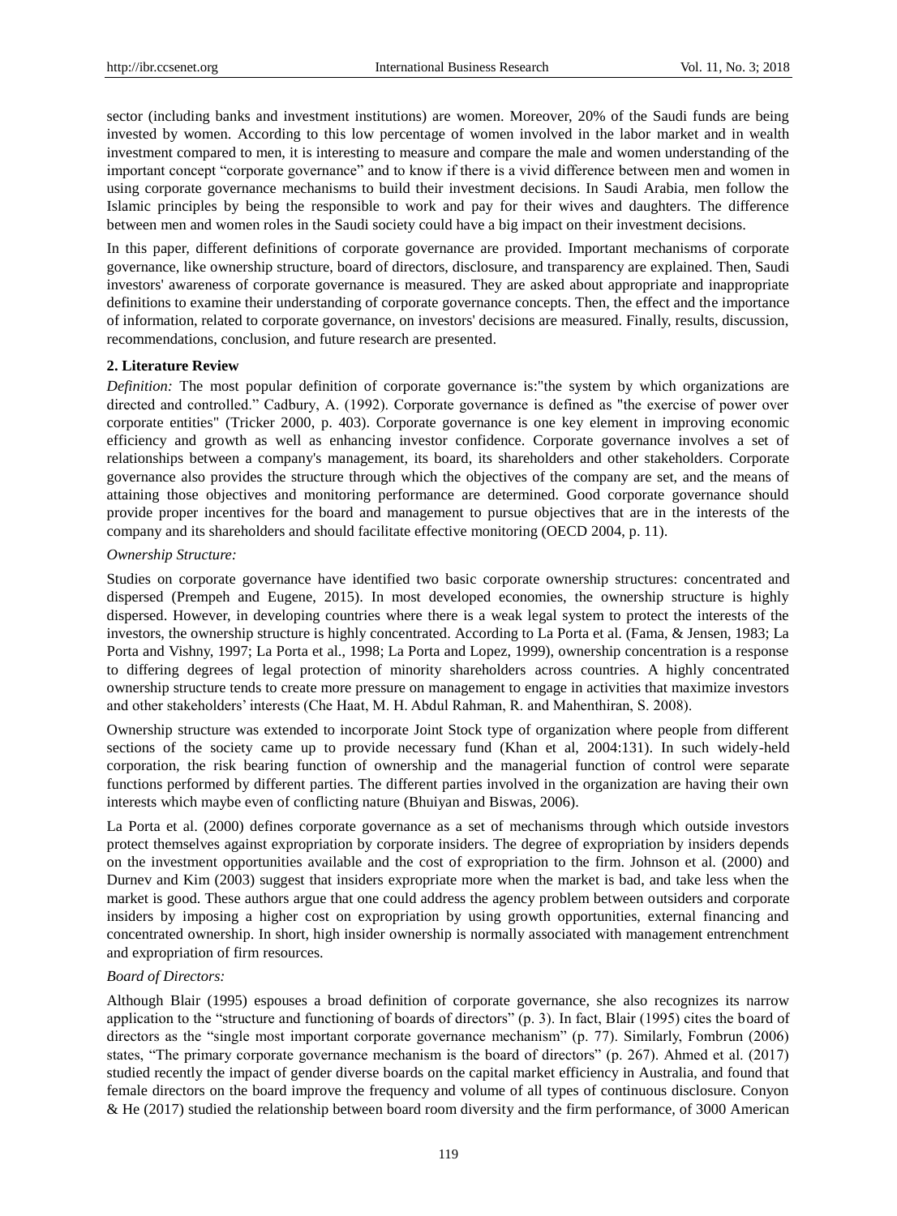sector (including banks and investment institutions) are women. Moreover, 20% of the Saudi funds are being invested by women. According to this low percentage of women involved in the labor market and in wealth investment compared to men, it is interesting to measure and compare the male and women understanding of the important concept "corporate governance" and to know if there is a vivid difference between men and women in using corporate governance mechanisms to build their investment decisions. In Saudi Arabia, men follow the Islamic principles by being the responsible to work and pay for their wives and daughters. The difference between men and women roles in the Saudi society could have a big impact on their investment decisions.

In this paper, different definitions of corporate governance are provided. Important mechanisms of corporate governance, like ownership structure, board of directors, disclosure, and transparency are explained. Then, Saudi investors' awareness of corporate governance is measured. They are asked about appropriate and inappropriate definitions to examine their understanding of corporate governance concepts. Then, the effect and the importance of information, related to corporate governance, on investors' decisions are measured. Finally, results, discussion, recommendations, conclusion, and future research are presented.

## 2. Literature Review

*Definition:* The most popular definition of corporate governance is:"the system by which organizations are directed and controlled." Cadbury, A. (1992). Corporate governance is defined as "the exercise of power over corporate entities" (Tricker 2000, p. 403). Corporate governance is one key element in improving economic efficiency and growth as well as enhancing investor confidence. Corporate governance involves a set of relationships between a company's management, its board, its shareholders and other stakeholders. Corporate governance also provides the structure through which the objectives of the company are set, and the means of attaining those objectives and monitoring performance are determined. Good corporate governance should provide proper incentives for the board and management to pursue objectives that are in the interests of the company and its shareholders and should facilitate effective monitoring (OECD 2004, p. 11).

*Ownership Structure:*

Studies on corporate governance have identified two basic corporate ownership structures: concentrated and dispersed (Prempeh and Eugene, 2015). In most developed economies, the ownership structure is highly dispersed. However, in developing countries where there is a weak legal system to protect the interests of the investors, the ownership structure is highly concentrated. According to La Porta et al. (Fama, & Jensen, 1983; La Porta and Vishny, 1997; La Porta et al., 1998; La Porta and Lopez, 1999), ownership concentration is a response to differing degrees of legal protection of minority shareholders across countries. A highly concentrated ownership structure tends to create more pressure on management to engage in activities that maximize investors and other stakeholders' interests (Che Haat, M. H. Abdul Rahman, R. and Mahenthiran, S. 2008).

Ownership structure was extended to incorporate Joint Stock type of organization where people from different sections of the society came up to provide necessary fund (Khan et al, 2004:131). In such widely-held corporation, the risk bearing function of ownership and the managerial function of control were separate functions performed by different parties. The different parties involved in the organization are having their own interests which maybe even of conflicting nature (Bhuiyan and Biswas, 2006).

La Porta et al. (2000) defines corporate governance as a set of mechanisms through which outside investors protect themselves against expropriation by corporate insiders. The degree of expropriation by insiders depends on the investment opportunities available and the cost of expropriation to the firm. Johnson et al. (2000) and Durnev and Kim (2003) suggest that insiders expropriate more when the market is bad, and take less when the market is good. These authors argue that one could address the agency problem between outsiders and corporate insiders by imposing a higher cost on expropriation by using growth opportunities, external financing and concentrated ownership. In short, high insider ownership is normally associated with management entrenchment and expropriation of firm resources.

*Board of Directors:*

Although Blair (1995) espouses a broad definition of corporate governance, she also recognizes its narrow application to the "structure and functioning of boards of directors" (p. 3). In fact, Blair (1995) cites the board of directors as the "single most important corporate governance mechanism" (p. 77). Similarly, Fombrun (2006) states, "The primary corporate governance mechanism is the board of directors" (p. 267). Ahmed et al. (2017) studied recently the impact of gender diverse boards on the capital market efficiency in Australia, and found that female directors on the board improve the frequency and volume of all types of continuous disclosure. Conyon & He (2017) studied the relationship between board room diversity and the firm performance, of 3000 American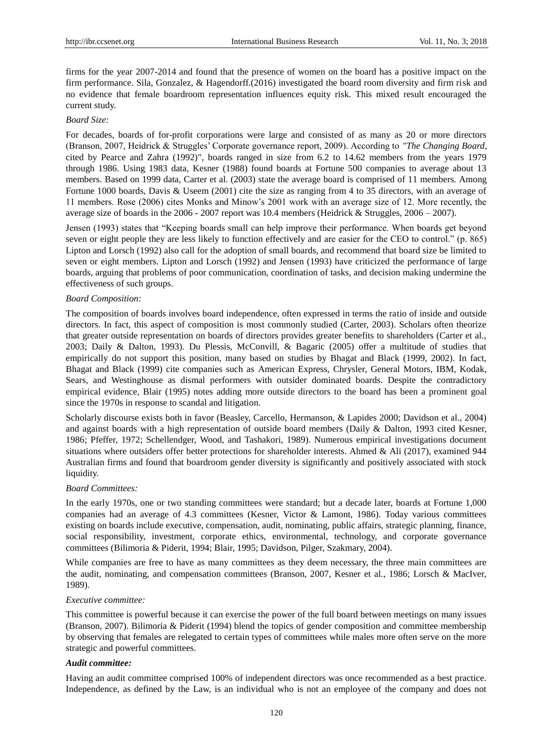firms for the year 2007-2014 and found that the presence of women on the board has a positive impact on the firm performance. Sila, Gonzalez, & Hagendorff.(2016) investigated the board room diversity and firm risk and no evidence that female boardroom representation influences equity risk. This mixed result encouraged the current study.

*Board Size:*

For decades, boards of for-profit corporations were large and consisted of as many as 20 or more directors (Branson, 2007, Heidrick & Struggles' Corporate governance report, 2009). According to *"The Changing Board*, cited by Pearce and Zahra (1992)", boards ranged in size from 6.2 to 14.62 members from the years 1979 through 1986. Using 1983 data, Kesner (1988) found boards at Fortune 500 companies to average about 13 members. Based on 1999 data, Carter et al. (2003) state the average board is comprised of 11 members. Among Fortune 1000 boards, Davis & Useem (2001) cite the size as ranging from 4 to 35 directors, with an average of 11 members. Rose (2006) cites Monks and Minow's 2001 work with an average size of 12. More recently, the average size of boards in the 2006 - 2007 report was 10.4 members (Heidrick & Struggles, 2006 – 2007).

Jensen (1993) states that "Keeping boards small can help improve their performance. When boards get beyond seven or eight people they are less likely to function effectively and are easier for the CEO to control." (p. 865) Lipton and Lorsch (1992) also call for the adoption of small boards, and recommend that board size be limited to seven or eight members. Lipton and Lorsch (1992) and Jensen (1993) have criticized the performance of large boards, arguing that problems of poor communication, coordination of tasks, and decision making undermine the effectiveness of such groups.

*Board Composition:*

The composition of boards involves board independence, often expressed in terms the ratio of inside and outside directors. In fact, this aspect of composition is most commonly studied (Carter, 2003). Scholars often theorize that greater outside representation on boards of directors provides greater benefits to shareholders (Carter et al., 2003; Daily & Dalton, 1993). Du Plessis, McConvill, & Bagaric (2005) offer a multitude of studies that empirically do not support this position, many based on studies by Bhagat and Black (1999, 2002). In fact, Bhagat and Black (1999) cite companies such as American Express, Chrysler, General Motors, IBM, Kodak, Sears, and Westinghouse as dismal performers with outsider dominated boards. Despite the contradictory empirical evidence, Blair (1995) notes adding more outside directors to the board has been a prominent goal since the 1970s in response to scandal and litigation.

Scholarly discourse exists both in favor (Beasley, Carcello, Hermanson, & Lapides 2000; Davidson et al., 2004) and against boards with a high representation of outside board members (Daily & Dalton, 1993 cited Kesner, 1986; Pfeffer, 1972; Schellendger, Wood, and Tashakori, 1989). Numerous empirical investigations document situations where outsiders offer better protections for shareholder interests. Ahmed & Ali (2017), examined 944 Australian firms and found that boardroom gender diversity is significantly and positively associated with stock liquidity.

*Board Committees:*

In the early 1970s, one or two standing committees were standard; but a decade later, boards at Fortune 1,000 companies had an average of 4.3 committees (Kesner, Victor & Lamont, 1986). Today various committees existing on boards include executive, compensation, audit, nominating, public affairs, strategic planning, finance, social responsibility, investment, corporate ethics, environmental, technology, and corporate governance committees (Bilimoria & Piderit, 1994; Blair, 1995; Davidson, Pilger, Szakmary, 2004).

While companies are free to have as many committees as they deem necessary, the three main committees are the audit, nominating, and compensation committees (Branson, 2007, Kesner et al., 1986; Lorsch & MacIver, 1989).

*Executive committee:*

This committee is powerful because it can exercise the power of the full board between meetings on many issues (Branson, 2007). Bilimoria & Piderit (1994) blend the topics of gender composition and committee membership by observing that females are relegated to certain types of committees while males more often serve on the more strategic and powerful committees.

***Audit committee:***

Having an audit committee comprised 100% of independent directors was once recommended as a best practice. Independence, as defined by the Law, is an individual who is not an employee of the company and does not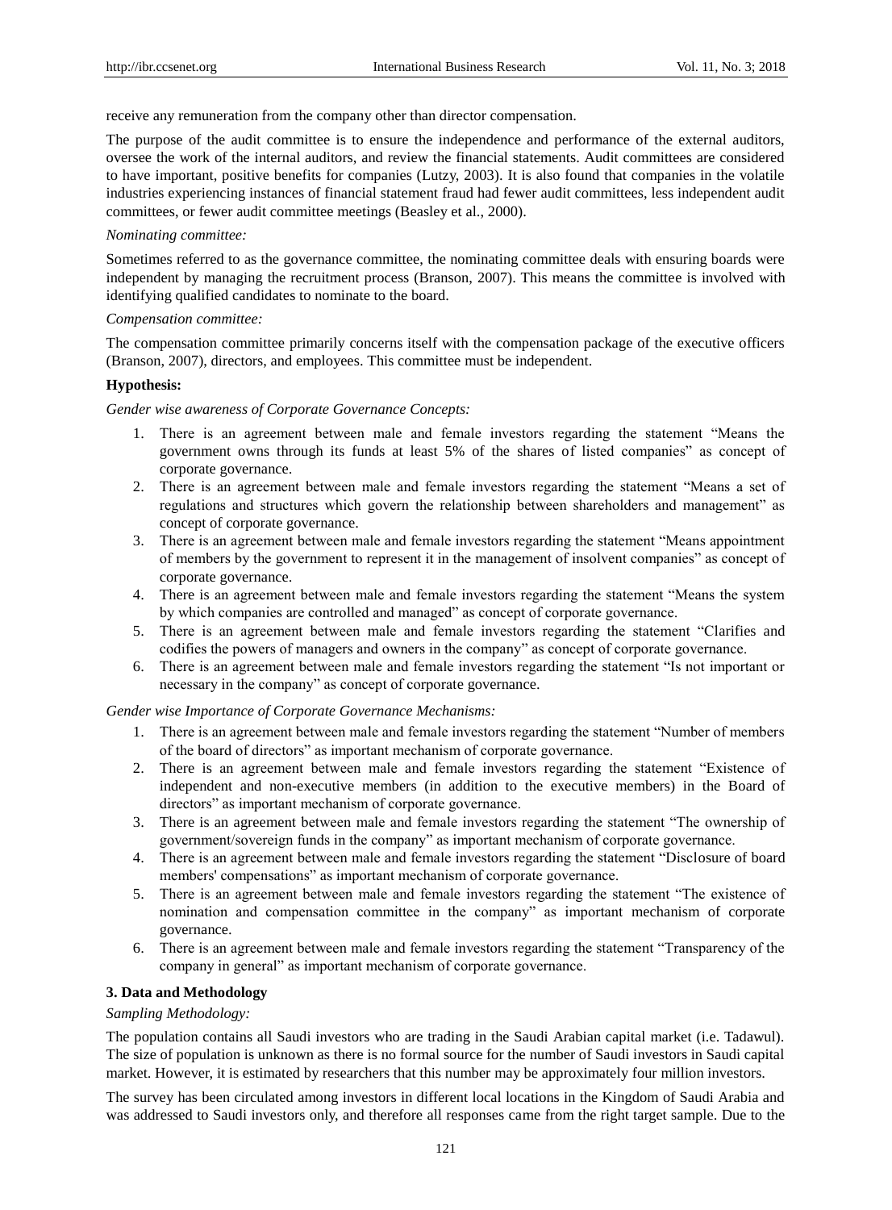receive any remuneration from the company other than director compensation.

The purpose of the audit committee is to ensure the independence and performance of the external auditors, oversee the work of the internal auditors, and review the financial statements. Audit committees are considered to have important, positive benefits for companies (Lutzy, 2003). It is also found that companies in the volatile industries experiencing instances of financial statement fraud had fewer audit committees, less independent audit committees, or fewer audit committee meetings (Beasley et al., 2000).

*Nominating committee:*

Sometimes referred to as the governance committee, the nominating committee deals with ensuring boards were independent by managing the recruitment process (Branson, 2007). This means the committee is involved with identifying qualified candidates to nominate to the board.

*Compensation committee:*

The compensation committee primarily concerns itself with the compensation package of the executive officers (Branson, 2007), directors, and employees. This committee must be independent.

**Hypothesis:**

*Gender wise awareness of Corporate Governance Concepts:*

1. There is an agreement between male and female investors regarding the statement "Means the government owns through its funds at least 5% of the shares of listed companies" as concept of corporate governance.
2. There is an agreement between male and female investors regarding the statement "Means a set of regulations and structures which govern the relationship between shareholders and management" as concept of corporate governance.
3. There is an agreement between male and female investors regarding the statement "Means appointment of members by the government to represent it in the management of insolvent companies" as concept of corporate governance.
4. There is an agreement between male and female investors regarding the statement "Means the system by which companies are controlled and managed" as concept of corporate governance.
5. There is an agreement between male and female investors regarding the statement "Clarifies and codifies the powers of managers and owners in the company" as concept of corporate governance.
6. There is an agreement between male and female investors regarding the statement "Is not important or necessary in the company" as concept of corporate governance.

*Gender wise Importance of Corporate Governance Mechanisms:*

1. There is an agreement between male and female investors regarding the statement "Number of members of the board of directors" as important mechanism of corporate governance.
2. There is an agreement between male and female investors regarding the statement "Existence of independent and non-executive members (in addition to the executive members) in the Board of directors" as important mechanism of corporate governance.
3. There is an agreement between male and female investors regarding the statement "The ownership of government/sovereign funds in the company" as important mechanism of corporate governance.
4. There is an agreement between male and female investors regarding the statement "Disclosure of board members' compensations" as important mechanism of corporate governance.
5. There is an agreement between male and female investors regarding the statement "The existence of nomination and compensation committee in the company" as important mechanism of corporate governance.
6. There is an agreement between male and female investors regarding the statement "Transparency of the company in general" as important mechanism of corporate governance.

## 3. Data and Methodology

*Sampling Methodology:*

The population contains all Saudi investors who are trading in the Saudi Arabian capital market (i.e. Tadawul). The size of population is unknown as there is no formal source for the number of Saudi investors in Saudi capital market. However, it is estimated by researchers that this number may be approximately four million investors.

The survey has been circulated among investors in different local locations in the Kingdom of Saudi Arabia and was addressed to Saudi investors only, and therefore all responses came from the right target sample. Due to the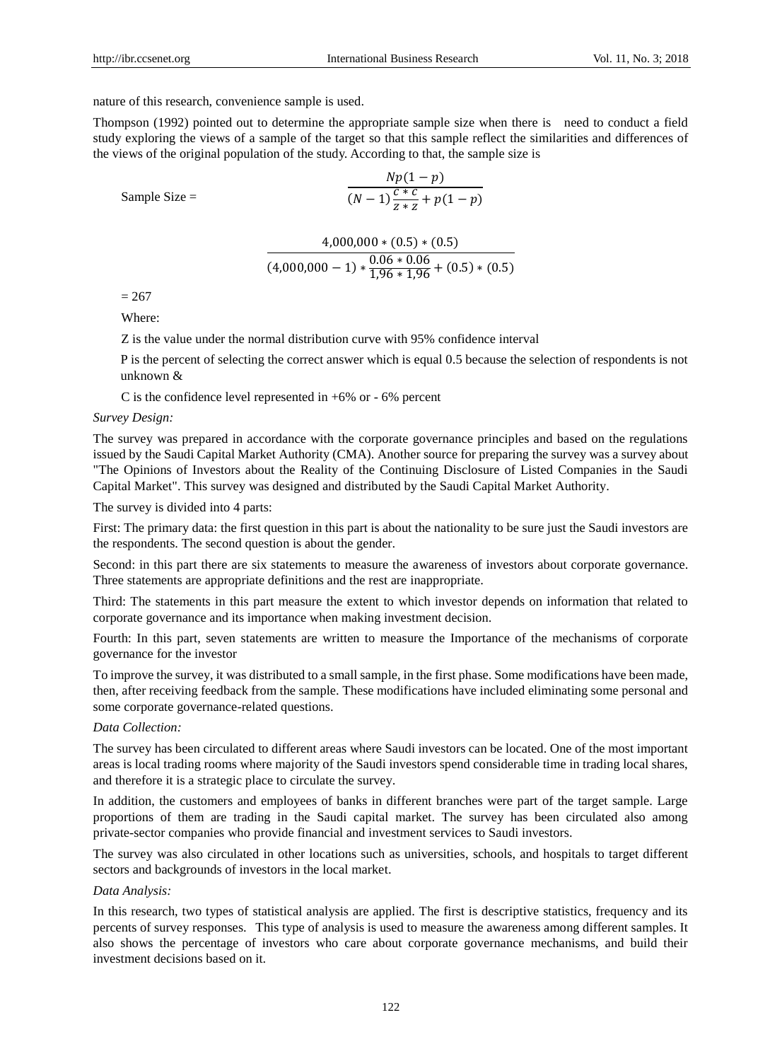nature of this research, convenience sample is used.

Thompson (1992) pointed out to determine the appropriate sample size when there is need to conduct a field study exploring the views of a sample of the target so that this sample reflect the similarities and differences of the views of the original population of the study. According to that, the sample size is

$$\text{Sample Size} = \frac{Np(1-p)}{(N-1)\frac{c*c}{z*z}+p(1-p)}$$

$$\frac{4{,}000{,}000*(0.5)*(0.5)}{(4{,}000{,}000-1)*\frac{0.06*0.06}{1{,}96*1{,}96}+(0.5)*(0.5)}$$

= 267

Where:

Z is the value under the normal distribution curve with 95% confidence interval

P is the percent of selecting the correct answer which is equal 0.5 because the selection of respondents is not unknown &

C is the confidence level represented in +6% or - 6% percent

*Survey Design:*

The survey was prepared in accordance with the corporate governance principles and based on the regulations issued by the Saudi Capital Market Authority (CMA). Another source for preparing the survey was a survey about "The Opinions of Investors about the Reality of the Continuing Disclosure of Listed Companies in the Saudi Capital Market". This survey was designed and distributed by the Saudi Capital Market Authority.

The survey is divided into 4 parts:

First: The primary data: the first question in this part is about the nationality to be sure just the Saudi investors are the respondents. The second question is about the gender.

Second: in this part there are six statements to measure the awareness of investors about corporate governance. Three statements are appropriate definitions and the rest are inappropriate.

Third: The statements in this part measure the extent to which investor depends on information that related to corporate governance and its importance when making investment decision.

Fourth: In this part, seven statements are written to measure the Importance of the mechanisms of corporate governance for the investor

To improve the survey, it was distributed to a small sample, in the first phase. Some modifications have been made, then, after receiving feedback from the sample. These modifications have included eliminating some personal and some corporate governance-related questions.

*Data Collection:*

The survey has been circulated to different areas where Saudi investors can be located. One of the most important areas is local trading rooms where majority of the Saudi investors spend considerable time in trading local shares, and therefore it is a strategic place to circulate the survey.

In addition, the customers and employees of banks in different branches were part of the target sample. Large proportions of them are trading in the Saudi capital market. The survey has been circulated also among private-sector companies who provide financial and investment services to Saudi investors.

The survey was also circulated in other locations such as universities, schools, and hospitals to target different sectors and backgrounds of investors in the local market.

*Data Analysis:*

In this research, two types of statistical analysis are applied. The first is descriptive statistics, frequency and its percents of survey responses. This type of analysis is used to measure the awareness among different samples. It also shows the percentage of investors who care about corporate governance mechanisms, and build their investment decisions based on it.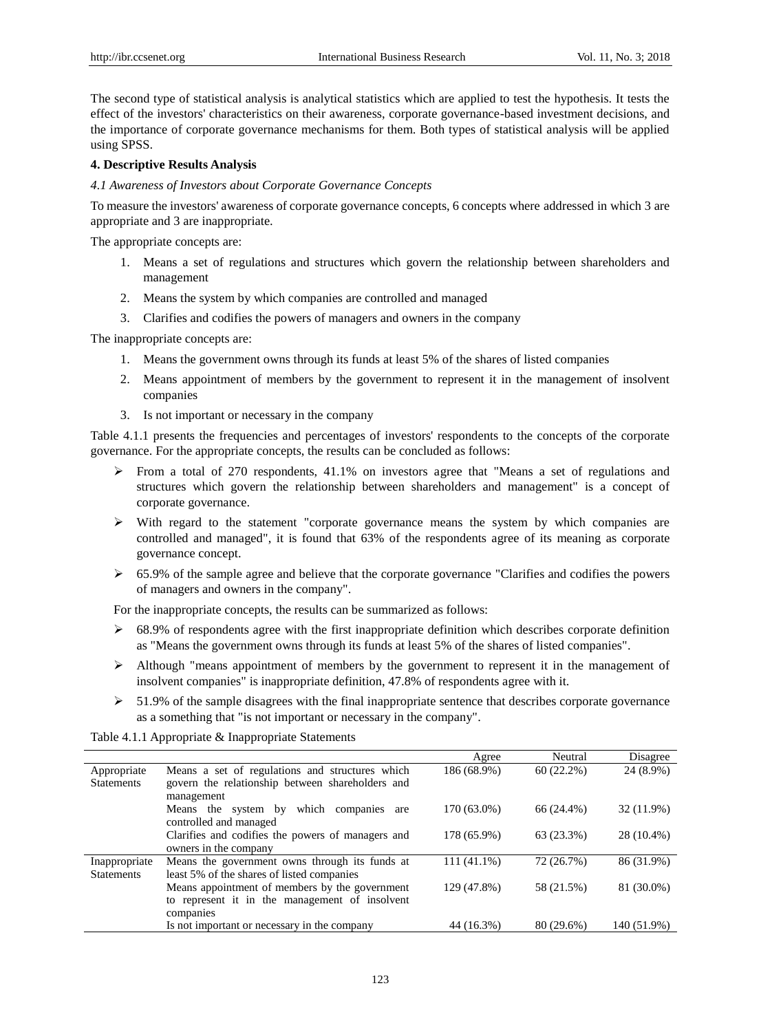The second type of statistical analysis is analytical statistics which are applied to test the hypothesis. It tests the effect of the investors' characteristics on their awareness, corporate governance-based investment decisions, and the importance of corporate governance mechanisms for them. Both types of statistical analysis will be applied using SPSS.

**4. Descriptive Results Analysis**

*4.1 Awareness of Investors about Corporate Governance Concepts*

To measure the investors' awareness of corporate governance concepts, 6 concepts where addressed in which 3 are appropriate and 3 are inappropriate.

The appropriate concepts are:

1. Means a set of regulations and structures which govern the relationship between shareholders and management
2. Means the system by which companies are controlled and managed
3. Clarifies and codifies the powers of managers and owners in the company

The inappropriate concepts are:

1. Means the government owns through its funds at least 5% of the shares of listed companies
2. Means appointment of members by the government to represent it in the management of insolvent companies
3. Is not important or necessary in the company

Table 4.1.1 presents the frequencies and percentages of investors' respondents to the concepts of the corporate governance. For the appropriate concepts, the results can be concluded as follows:

- From a total of 270 respondents, 41.1% on investors agree that "Means a set of regulations and structures which govern the relationship between shareholders and management" is a concept of corporate governance.
- With regard to the statement "corporate governance means the system by which companies are controlled and managed", it is found that 63% of the respondents agree of its meaning as corporate governance concept.
- 65.9% of the sample agree and believe that the corporate governance "Clarifies and codifies the powers of managers and owners in the company".

For the inappropriate concepts, the results can be summarized as follows:

- 68.9% of respondents agree with the first inappropriate definition which describes corporate definition as "Means the government owns through its funds at least 5% of the shares of listed companies".
- Although "means appointment of members by the government to represent it in the management of insolvent companies" is inappropriate definition, 47.8% of respondents agree with it.
- 51.9% of the sample disagrees with the final inappropriate sentence that describes corporate governance as a something that "is not important or necessary in the company".

Table 4.1.1 Appropriate & Inappropriate Statements

| | | Agree | Neutral | Disagree |
|---|---|---|---|---|
| Appropriate Statements | Means a set of regulations and structures which govern the relationship between shareholders and management | 186 (68.9%) | 60 (22.2%) | 24 (8.9%) |
| | Means the system by which companies are controlled and managed | 170 (63.0%) | 66 (24.4%) | 32 (11.9%) |
| | Clarifies and codifies the powers of managers and owners in the company | 178 (65.9%) | 63 (23.3%) | 28 (10.4%) |
| Inappropriate Statements | Means the government owns through its funds at least 5% of the shares of listed companies | 111 (41.1%) | 72 (26.7%) | 86 (31.9%) |
| | Means appointment of members by the government to represent it in the management of insolvent companies | 129 (47.8%) | 58 (21.5%) | 81 (30.0%) |
| | Is not important or necessary in the company | 44 (16.3%) | 80 (29.6%) | 140 (51.9%) |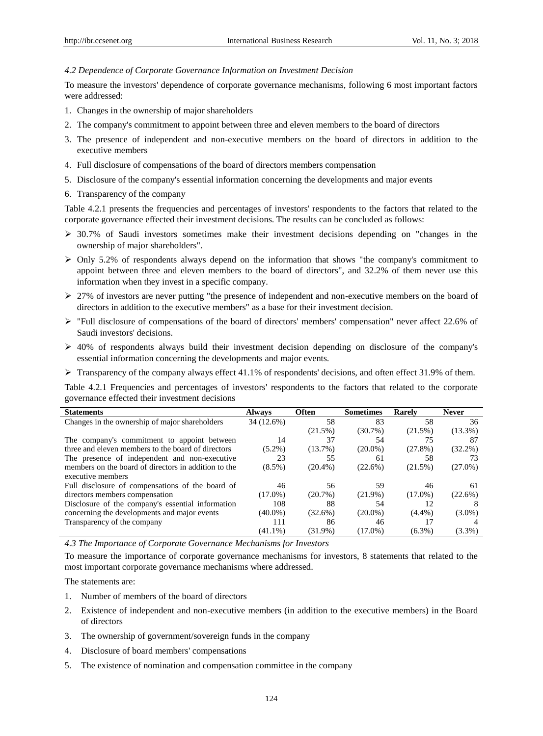### *4.2 Dependence of Corporate Governance Information on Investment Decision*

To measure the investors' dependence of corporate governance mechanisms, following 6 most important factors were addressed:

1. Changes in the ownership of major shareholders
2. The company's commitment to appoint between three and eleven members to the board of directors
3. The presence of independent and non-executive members on the board of directors in addition to the executive members
4. Full disclosure of compensations of the board of directors members compensation
5. Disclosure of the company's essential information concerning the developments and major events
6. Transparency of the company

Table 4.2.1 presents the frequencies and percentages of investors' respondents to the factors that related to the corporate governance effected their investment decisions. The results can be concluded as follows:

- 30.7% of Saudi investors sometimes make their investment decisions depending on "changes in the ownership of major shareholders".
- Only 5.2% of respondents always depend on the information that shows "the company's commitment to appoint between three and eleven members to the board of directors", and 32.2% of them never use this information when they invest in a specific company.
- 27% of investors are never putting "the presence of independent and non-executive members on the board of directors in addition to the executive members" as a base for their investment decision.
- "Full disclosure of compensations of the board of directors' members' compensation" never affect 22.6% of Saudi investors' decisions.
- 40% of respondents always build their investment decision depending on disclosure of the company's essential information concerning the developments and major events.
- Transparency of the company always effect 41.1% of respondents' decisions, and often effect 31.9% of them.

Table 4.2.1 Frequencies and percentages of investors' respondents to the factors that related to the corporate governance effected their investment decisions

| Statements | Always | Often | Sometimes | Rarely | Never |
|---|---|---|---|---|---|
| Changes in the ownership of major shareholders | 34 (12.6%) | 58 (21.5%) | 83 (30.7%) | 58 (21.5%) | 36 (13.3%) |
| The company's commitment to appoint between three and eleven members to the board of directors | 14 (5.2%) | 37 (13.7%) | 54 (20.0%) | 75 (27.8%) | 87 (32.2%) |
| The presence of independent and non-executive members on the board of directors in addition to the executive members | 23 (8.5%) | 55 (20.4%) | 61 (22.6%) | 58 (21.5%) | 73 (27.0%) |
| Full disclosure of compensations of the board of directors members compensation | 46 (17.0%) | 56 (20.7%) | 59 (21.9%) | 46 (17.0%) | 61 (22.6%) |
| Disclosure of the company's essential information concerning the developments and major events | 108 (40.0%) | 88 (32.6%) | 54 (20.0%) | 12 (4.4%) | 8 (3.0%) |
| Transparency of the company | 111 (41.1%) | 86 (31.9%) | 46 (17.0%) | 17 (6.3%) | 4 (3.3%) |

### *4.3 The Importance of Corporate Governance Mechanisms for Investors*

To measure the importance of corporate governance mechanisms for investors, 8 statements that related to the most important corporate governance mechanisms where addressed.

The statements are:

1. Number of members of the board of directors
2. Existence of independent and non-executive members (in addition to the executive members) in the Board of directors
3. The ownership of government/sovereign funds in the company
4. Disclosure of board members' compensations
5. The existence of nomination and compensation committee in the company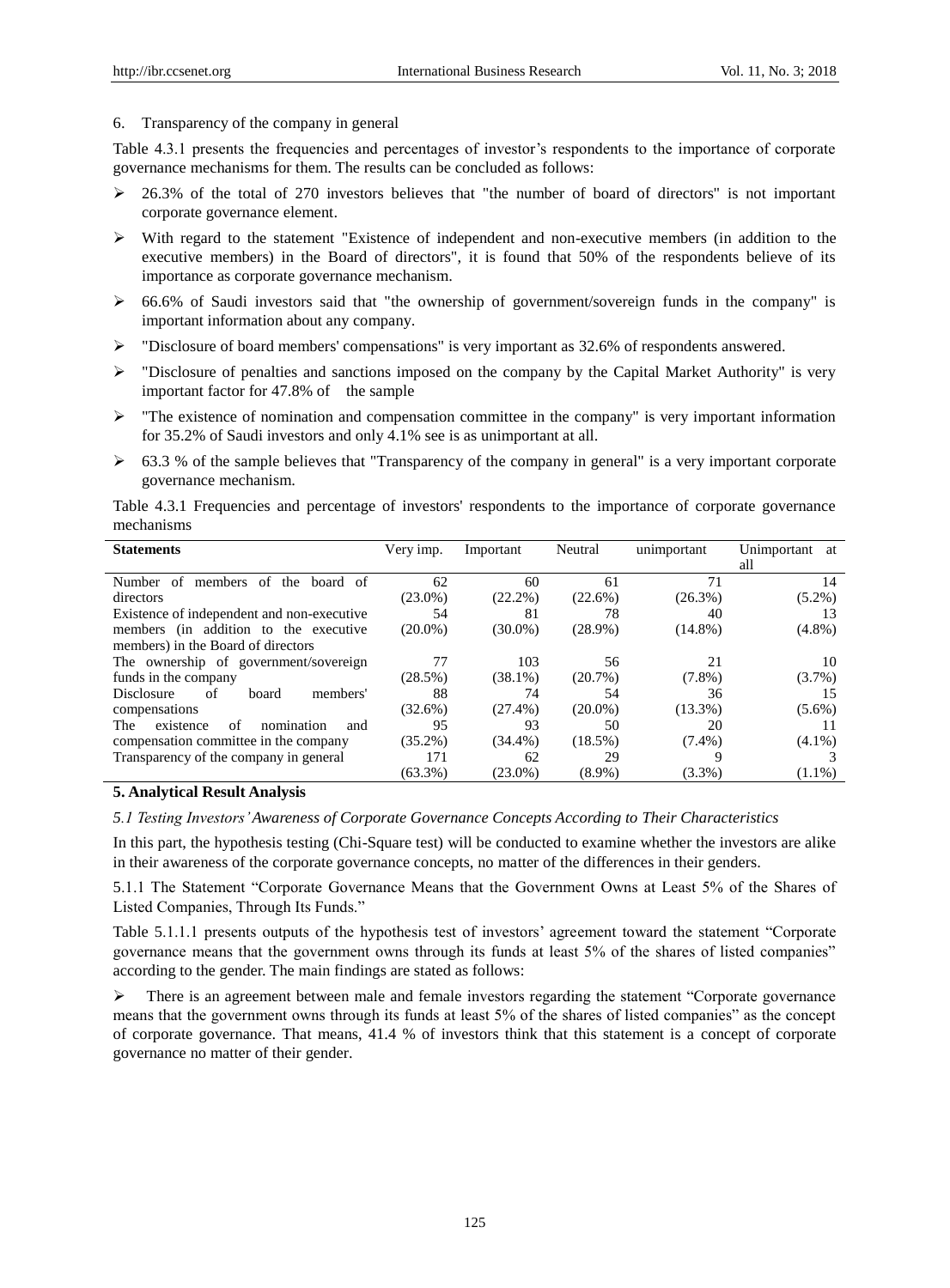6. Transparency of the company in general

Table 4.3.1 presents the frequencies and percentages of investor's respondents to the importance of corporate governance mechanisms for them. The results can be concluded as follows:

- 26.3% of the total of 270 investors believes that "the number of board of directors" is not important corporate governance element.
- With regard to the statement "Existence of independent and non-executive members (in addition to the executive members) in the Board of directors", it is found that 50% of the respondents believe of its importance as corporate governance mechanism.
- 66.6% of Saudi investors said that "the ownership of government/sovereign funds in the company" is important information about any company.
- "Disclosure of board members' compensations" is very important as 32.6% of respondents answered.
- "Disclosure of penalties and sanctions imposed on the company by the Capital Market Authority" is very important factor for 47.8% of the sample
- "The existence of nomination and compensation committee in the company" is very important information for 35.2% of Saudi investors and only 4.1% see is as unimportant at all.
- 63.3 % of the sample believes that "Transparency of the company in general" is a very important corporate governance mechanism.

Table 4.3.1 Frequencies and percentage of investors' respondents to the importance of corporate governance mechanisms

| Statements | Very imp. | Important | Neutral | unimportant | Unimportant at all |
|---|---|---|---|---|---|
| Number of members of the board of directors | 62 (23.0%) | 60 (22.2%) | 61 (22.6%) | 71 (26.3%) | 14 (5.2%) |
| Existence of independent and non-executive members (in addition to the executive members) in the Board of directors | 54 (20.0%) | 81 (30.0%) | 78 (28.9%) | 40 (14.8%) | 13 (4.8%) |
| The ownership of government/sovereign funds in the company | 77 (28.5%) | 103 (38.1%) | 56 (20.7%) | 21 (7.8%) | 10 (3.7%) |
| Disclosure of board members' compensations | 88 (32.6%) | 74 (27.4%) | 54 (20.0%) | 36 (13.3%) | 15 (5.6%) |
| The existence of nomination and compensation committee in the company | 95 (35.2%) | 93 (34.4%) | 50 (18.5%) | 20 (7.4%) | 11 (4.1%) |
| Transparency of the company in general | 171 (63.3%) | 62 (23.0%) | 29 (8.9%) | 9 (3.3%) | 3 (1.1%) |

## 5. Analytical Result Analysis

### *5.1 Testing Investors' Awareness of Corporate Governance Concepts According to Their Characteristics*

In this part, the hypothesis testing (Chi-Square test) will be conducted to examine whether the investors are alike in their awareness of the corporate governance concepts, no matter of the differences in their genders.

#### 5.1.1 The Statement "Corporate Governance Means that the Government Owns at Least 5% of the Shares of Listed Companies, Through Its Funds."

Table 5.1.1.1 presents outputs of the hypothesis test of investors' agreement toward the statement "Corporate governance means that the government owns through its funds at least 5% of the shares of listed companies" according to the gender. The main findings are stated as follows:

- There is an agreement between male and female investors regarding the statement "Corporate governance means that the government owns through its funds at least 5% of the shares of listed companies" as the concept of corporate governance. That means, 41.4 % of investors think that this statement is a concept of corporate governance no matter of their gender.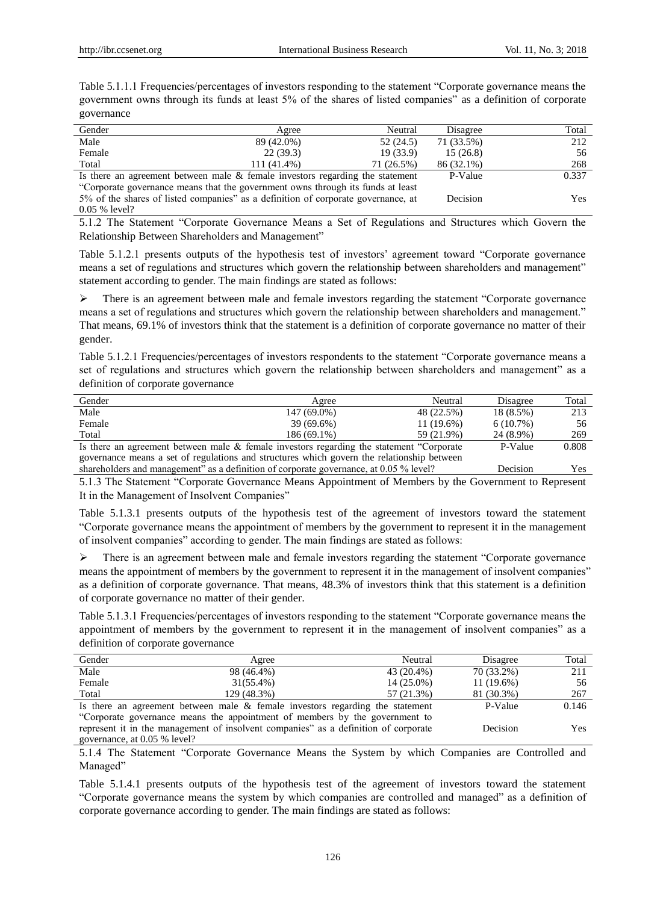Table 5.1.1.1 Frequencies/percentages of investors responding to the statement "Corporate governance means the government owns through its funds at least 5% of the shares of listed companies" as a definition of corporate governance

| Gender | Agree | Neutral | Disagree | Total |
|---|---|---|---|---|
| Male | 89 (42.0%) | 52 (24.5) | 71 (33.5%) | 212 |
| Female | 22 (39.3) | 19 (33.9) | 15 (26.8) | 56 |
| Total | 111 (41.4%) | 71 (26.5%) | 86 (32.1%) | 268 |
| Is there an agreement between male & female investors regarding the statement "Corporate governance means that the government owns through its funds at least 5% of the shares of listed companies" as a definition of corporate governance, at 0.05 % level? | | | P-Value | 0.337 |
| | | | Decision | Yes |

### 5.1.2 The Statement "Corporate Governance Means a Set of Regulations and Structures which Govern the Relationship Between Shareholders and Management"

Table 5.1.2.1 presents outputs of the hypothesis test of investors' agreement toward "Corporate governance means a set of regulations and structures which govern the relationship between shareholders and management" statement according to gender. The main findings are stated as follows:

- There is an agreement between male and female investors regarding the statement "Corporate governance means a set of regulations and structures which govern the relationship between shareholders and management." That means, 69.1% of investors think that the statement is a definition of corporate governance no matter of their gender.

Table 5.1.2.1 Frequencies/percentages of investors respondents to the statement "Corporate governance means a set of regulations and structures which govern the relationship between shareholders and management" as a definition of corporate governance

| Gender | Agree | Neutral | Disagree | Total |
|---|---|---|---|---|
| Male | 147 (69.0%) | 48 (22.5%) | 18 (8.5%) | 213 |
| Female | 39 (69.6%) | 11 (19.6%) | 6 (10.7%) | 56 |
| Total | 186 (69.1%) | 59 (21.9%) | 24 (8.9%) | 269 |
| Is there an agreement between male & female investors regarding the statement "Corporate governance means a set of regulations and structures which govern the relationship between shareholders and management" as a definition of corporate governance, at 0.05 % level? | | | P-Value | 0.808 |
| | | | Decision | Yes |

### 5.1.3 The Statement "Corporate Governance Means Appointment of Members by the Government to Represent It in the Management of Insolvent Companies"

Table 5.1.3.1 presents outputs of the hypothesis test of the agreement of investors toward the statement "Corporate governance means the appointment of members by the government to represent it in the management of insolvent companies" according to gender. The main findings are stated as follows:

- There is an agreement between male and female investors regarding the statement "Corporate governance means the appointment of members by the government to represent it in the management of insolvent companies" as a definition of corporate governance. That means, 48.3% of investors think that this statement is a definition of corporate governance no matter of their gender.

Table 5.1.3.1 Frequencies/percentages of investors responding to the statement "Corporate governance means the appointment of members by the government to represent it in the management of insolvent companies" as a definition of corporate governance

| Gender | Agree | Neutral | Disagree | Total |
|---|---|---|---|---|
| Male | 98 (46.4%) | 43 (20.4%) | 70 (33.2%) | 211 |
| Female | 31(55.4%) | 14 (25.0%) | 11 (19.6%) | 56 |
| Total | 129 (48.3%) | 57 (21.3%) | 81 (30.3%) | 267 |
| Is there an agreement between male & female investors regarding the statement "Corporate governance means the appointment of members by the government to represent it in the management of insolvent companies" as a definition of corporate governance, at 0.05 % level? | | | P-Value | 0.146 |
| | | | Decision | Yes |

### 5.1.4 The Statement "Corporate Governance Means the System by which Companies are Controlled and Managed"

Table 5.1.4.1 presents outputs of the hypothesis test of the agreement of investors toward the statement "Corporate governance means the system by which companies are controlled and managed" as a definition of corporate governance according to gender. The main findings are stated as follows: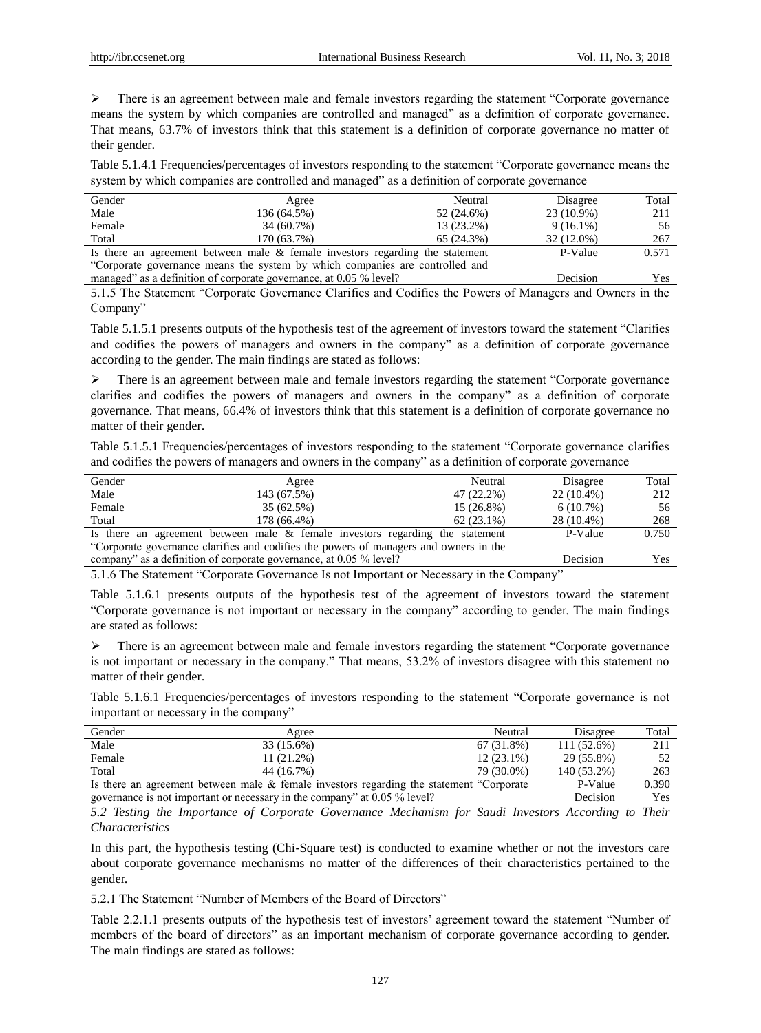➢ There is an agreement between male and female investors regarding the statement "Corporate governance means the system by which companies are controlled and managed" as a definition of corporate governance. That means, 63.7% of investors think that this statement is a definition of corporate governance no matter of their gender.

Table 5.1.4.1 Frequencies/percentages of investors responding to the statement "Corporate governance means the system by which companies are controlled and managed" as a definition of corporate governance

| Gender | Agree | Neutral | Disagree | Total |
|---|---|---|---|---|
| Male | 136 (64.5%) | 52 (24.6%) | 23 (10.9%) | 211 |
| Female | 34 (60.7%) | 13 (23.2%) | 9 (16.1%) | 56 |
| Total | 170 (63.7%) | 65 (24.3%) | 32 (12.0%) | 267 |
| Is there an agreement between male & female investors regarding the statement "Corporate governance means the system by which companies are controlled and managed" as a definition of corporate governance, at 0.05 % level? | | | P-Value | 0.571 |
| | | | Decision | Yes |

5.1.5 The Statement "Corporate Governance Clarifies and Codifies the Powers of Managers and Owners in the Company"

Table 5.1.5.1 presents outputs of the hypothesis test of the agreement of investors toward the statement "Clarifies and codifies the powers of managers and owners in the company" as a definition of corporate governance according to the gender. The main findings are stated as follows:

➢ There is an agreement between male and female investors regarding the statement "Corporate governance clarifies and codifies the powers of managers and owners in the company" as a definition of corporate governance. That means, 66.4% of investors think that this statement is a definition of corporate governance no matter of their gender.

Table 5.1.5.1 Frequencies/percentages of investors responding to the statement "Corporate governance clarifies and codifies the powers of managers and owners in the company" as a definition of corporate governance

| Gender | Agree | Neutral | Disagree | Total |
|---|---|---|---|---|
| Male | 143 (67.5%) | 47 (22.2%) | 22 (10.4%) | 212 |
| Female | 35 (62.5%) | 15 (26.8%) | 6 (10.7%) | 56 |
| Total | 178 (66.4%) | 62 (23.1%) | 28 (10.4%) | 268 |
| Is there an agreement between male & female investors regarding the statement "Corporate governance clarifies and codifies the powers of managers and owners in the company" as a definition of corporate governance, at 0.05 % level? | | | P-Value | 0.750 |
| | | | Decision | Yes |

5.1.6 The Statement "Corporate Governance Is not Important or Necessary in the Company"

Table 5.1.6.1 presents outputs of the hypothesis test of the agreement of investors toward the statement "Corporate governance is not important or necessary in the company" according to gender. The main findings are stated as follows:

➢ There is an agreement between male and female investors regarding the statement "Corporate governance is not important or necessary in the company." That means, 53.2% of investors disagree with this statement no matter of their gender.

Table 5.1.6.1 Frequencies/percentages of investors responding to the statement "Corporate governance is not important or necessary in the company"

| Gender | Agree | Neutral | Disagree | Total |
|---|---|---|---|---|
| Male | 33 (15.6%) | 67 (31.8%) | 111 (52.6%) | 211 |
| Female | 11 (21.2%) | 12 (23.1%) | 29 (55.8%) | 52 |
| Total | 44 (16.7%) | 79 (30.0%) | 140 (53.2%) | 263 |
| Is there an agreement between male & female investors regarding the statement "Corporate governance is not important or necessary in the company" at 0.05 % level? | | | P-Value | 0.390 |
| | | | Decision | Yes |

*5.2 Testing the Importance of Corporate Governance Mechanism for Saudi Investors According to Their Characteristics*

In this part, the hypothesis testing (Chi-Square test) is conducted to examine whether or not the investors care about corporate governance mechanisms no matter of the differences of their characteristics pertained to the gender.

5.2.1 The Statement "Number of Members of the Board of Directors"

Table 2.2.1.1 presents outputs of the hypothesis test of investors' agreement toward the statement "Number of members of the board of directors" as an important mechanism of corporate governance according to gender. The main findings are stated as follows: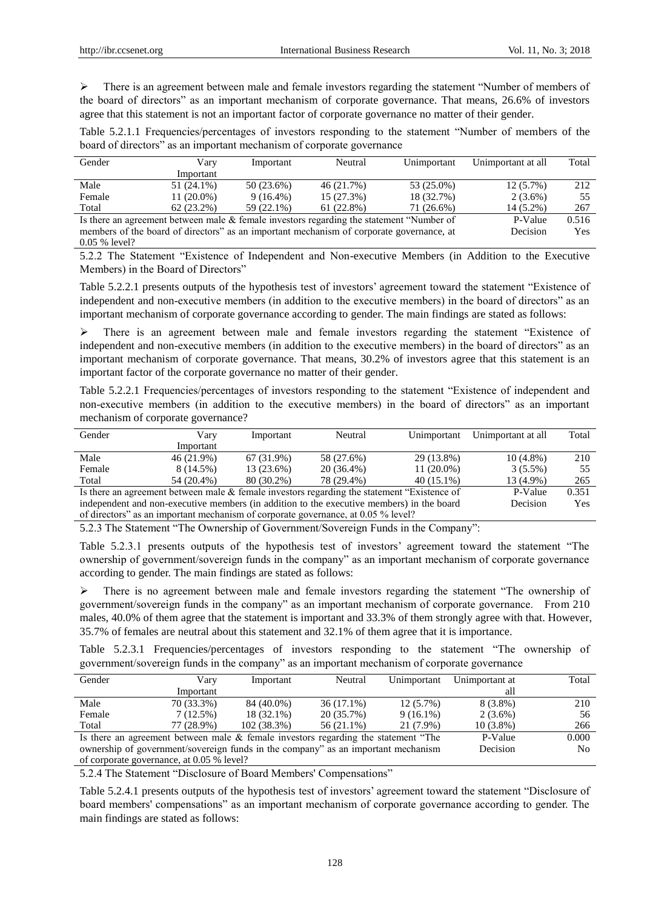- There is an agreement between male and female investors regarding the statement "Number of members of the board of directors" as an important mechanism of corporate governance. That means, 26.6% of investors agree that this statement is not an important factor of corporate governance no matter of their gender.

Table 5.2.1.1 Frequencies/percentages of investors responding to the statement "Number of members of the board of directors" as an important mechanism of corporate governance

| Gender | Vary Important | Important | Neutral | Unimportant | Unimportant at all | Total |
|---|---|---|---|---|---|---|
| Male | 51 (24.1%) | 50 (23.6%) | 46 (21.7%) | 53 (25.0%) | 12 (5.7%) | 212 |
| Female | 11 (20.0%) | 9 (16.4%) | 15 (27.3%) | 18 (32.7%) | 2 (3.6%) | 55 |
| Total | 62 (23.2%) | 59 (22.1%) | 61 (22.8%) | 71 (26.6%) | 14 (5.2%) | 267 |
| Is there an agreement between male & female investors regarding the statement "Number of members of the board of directors" as an important mechanism of corporate governance, at 0.05 % level? | | | | | P-Value<br>Decision | 0.516<br>Yes |

5.2.2 The Statement "Existence of Independent and Non-executive Members (in Addition to the Executive Members) in the Board of Directors"

Table 5.2.2.1 presents outputs of the hypothesis test of investors' agreement toward the statement "Existence of independent and non-executive members (in addition to the executive members) in the board of directors" as an important mechanism of corporate governance according to gender. The main findings are stated as follows:

- There is an agreement between male and female investors regarding the statement "Existence of independent and non-executive members (in addition to the executive members) in the board of directors" as an important mechanism of corporate governance. That means, 30.2% of investors agree that this statement is an important factor of the corporate governance no matter of their gender.

Table 5.2.2.1 Frequencies/percentages of investors responding to the statement "Existence of independent and non-executive members (in addition to the executive members) in the board of directors" as an important mechanism of corporate governance?

| Gender | Vary Important | Important | Neutral | Unimportant | Unimportant at all | Total |
|---|---|---|---|---|---|---|
| Male | 46 (21.9%) | 67 (31.9%) | 58 (27.6%) | 29 (13.8%) | 10 (4.8%) | 210 |
| Female | 8 (14.5%) | 13 (23.6%) | 20 (36.4%) | 11 (20.0%) | 3 (5.5%) | 55 |
| Total | 54 (20.4%) | 80 (30.2%) | 78 (29.4%) | 40 (15.1%) | 13 (4.9%) | 265 |
| Is there an agreement between male & female investors regarding the statement "Existence of independent and non-executive members (in addition to the executive members) in the board of directors" as an important mechanism of corporate governance, at 0.05 % level? | | | | | P-Value<br>Decision | 0.351<br>Yes |

5.2.3 The Statement "The Ownership of Government/Sovereign Funds in the Company":

Table 5.2.3.1 presents outputs of the hypothesis test of investors' agreement toward the statement "The ownership of government/sovereign funds in the company" as an important mechanism of corporate governance according to gender. The main findings are stated as follows:

- There is no agreement between male and female investors regarding the statement "The ownership of government/sovereign funds in the company" as an important mechanism of corporate governance. From 210 males, 40.0% of them agree that the statement is important and 33.3% of them strongly agree with that. However, 35.7% of females are neutral about this statement and 32.1% of them agree that it is importance.

Table 5.2.3.1 Frequencies/percentages of investors responding to the statement "The ownership of government/sovereign funds in the company" as an important mechanism of corporate governance

| Gender | Vary Important | Important | Neutral | Unimportant | Unimportant at all | Total |
|---|---|---|---|---|---|---|
| Male | 70 (33.3%) | 84 (40.0%) | 36 (17.1%) | 12 (5.7%) | 8 (3.8%) | 210 |
| Female | 7 (12.5%) | 18 (32.1%) | 20 (35.7%) | 9 (16.1%) | 2 (3.6%) | 56 |
| Total | 77 (28.9%) | 102 (38.3%) | 56 (21.1%) | 21 (7.9%) | 10 (3.8%) | 266 |
| Is there an agreement between male & female investors regarding the statement "The ownership of government/sovereign funds in the company" as an important mechanism of corporate governance, at 0.05 % level? | | | | | P-Value<br>Decision | 0.000<br>No |

5.2.4 The Statement "Disclosure of Board Members' Compensations"

Table 5.2.4.1 presents outputs of the hypothesis test of investors' agreement toward the statement "Disclosure of board members' compensations" as an important mechanism of corporate governance according to gender. The main findings are stated as follows: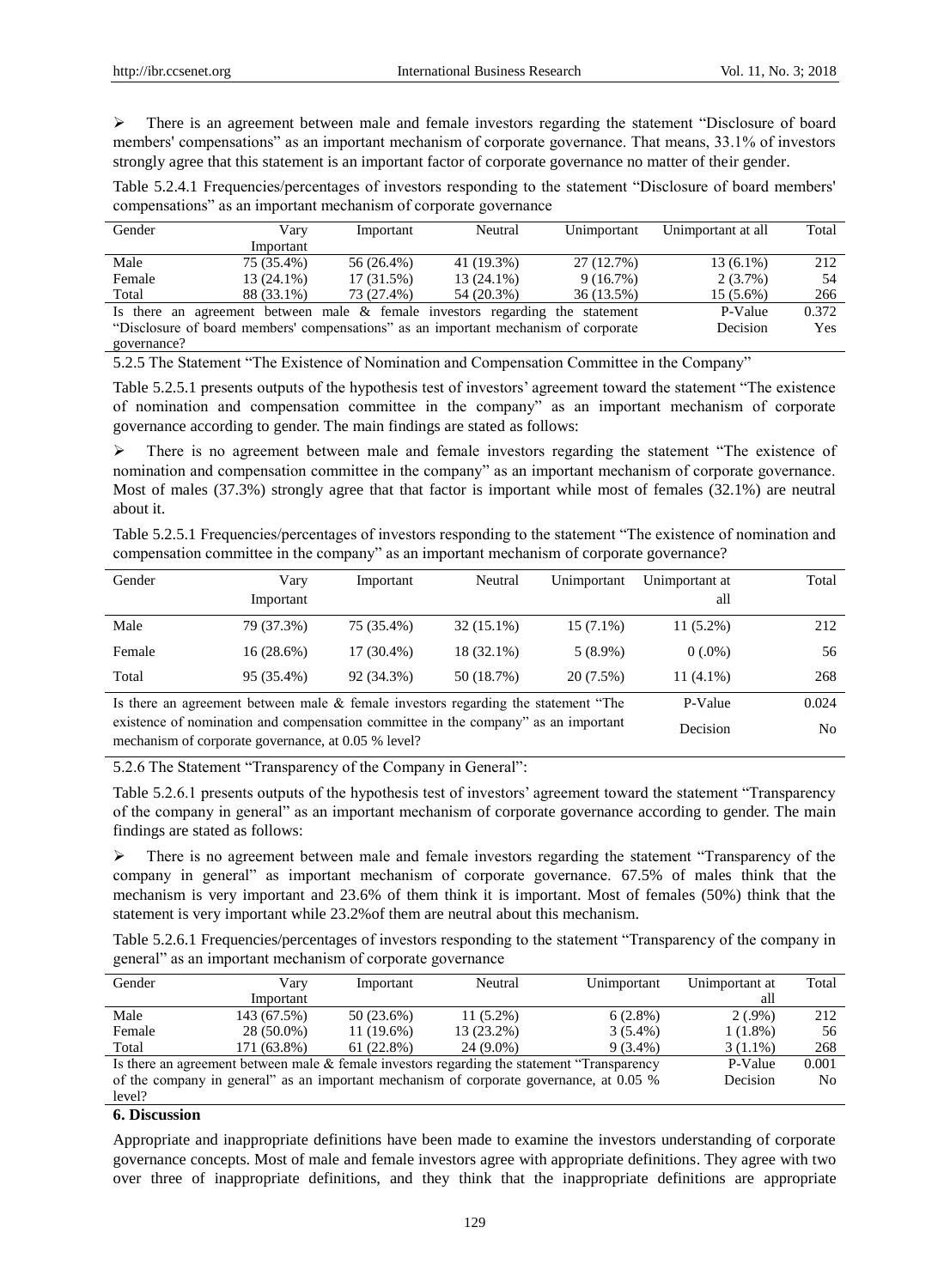➢ There is an agreement between male and female investors regarding the statement "Disclosure of board members' compensations" as an important mechanism of corporate governance. That means, 33.1% of investors strongly agree that this statement is an important factor of corporate governance no matter of their gender.

Table 5.2.4.1 Frequencies/percentages of investors responding to the statement "Disclosure of board members' compensations" as an important mechanism of corporate governance

| Gender | Vary Important | Important | Neutral | Unimportant | Unimportant at all | Total |
|---|---|---|---|---|---|---|
| Male | 75 (35.4%) | 56 (26.4%) | 41 (19.3%) | 27 (12.7%) | 13 (6.1%) | 212 |
| Female | 13 (24.1%) | 17 (31.5%) | 13 (24.1%) | 9 (16.7%) | 2 (3.7%) | 54 |
| Total | 88 (33.1%) | 73 (27.4%) | 54 (20.3%) | 36 (13.5%) | 15 (5.6%) | 266 |
| Is there an agreement between male & female investors regarding the statement "Disclosure of board members' compensations" as an important mechanism of corporate governance? | | | | | P-Value | 0.372 |
| | | | | | Decision | Yes |

5.2.5 The Statement "The Existence of Nomination and Compensation Committee in the Company"

Table 5.2.5.1 presents outputs of the hypothesis test of investors' agreement toward the statement "The existence of nomination and compensation committee in the company" as an important mechanism of corporate governance according to gender. The main findings are stated as follows:

➢ There is no agreement between male and female investors regarding the statement "The existence of nomination and compensation committee in the company" as an important mechanism of corporate governance. Most of males (37.3%) strongly agree that that factor is important while most of females (32.1%) are neutral about it.

Table 5.2.5.1 Frequencies/percentages of investors responding to the statement "The existence of nomination and compensation committee in the company" as an important mechanism of corporate governance?

| Gender | Vary Important | Important | Neutral | Unimportant | Unimportant at all | Total |
|---|---|---|---|---|---|---|
| Male | 79 (37.3%) | 75 (35.4%) | 32 (15.1%) | 15 (7.1%) | 11 (5.2%) | 212 |
| Female | 16 (28.6%) | 17 (30.4%) | 18 (32.1%) | 5 (8.9%) | 0 (.0%) | 56 |
| Total | 95 (35.4%) | 92 (34.3%) | 50 (18.7%) | 20 (7.5%) | 11 (4.1%) | 268 |
| Is there an agreement between male & female investors regarding the statement "The existence of nomination and compensation committee in the company" as an important mechanism of corporate governance, at 0.05 % level? | | | | | P-Value | 0.024 |
| | | | | | Decision | No |

5.2.6 The Statement "Transparency of the Company in General":

Table 5.2.6.1 presents outputs of the hypothesis test of investors' agreement toward the statement "Transparency of the company in general" as an important mechanism of corporate governance according to gender. The main findings are stated as follows:

➢ There is no agreement between male and female investors regarding the statement "Transparency of the company in general" as important mechanism of corporate governance. 67.5% of males think that the mechanism is very important and 23.6% of them think it is important. Most of females (50%) think that the statement is very important while 23.2%of them are neutral about this mechanism.

Table 5.2.6.1 Frequencies/percentages of investors responding to the statement "Transparency of the company in general" as an important mechanism of corporate governance

| Gender | Vary Important | Important | Neutral | Unimportant | Unimportant at all | Total |
|---|---|---|---|---|---|---|
| Male | 143 (67.5%) | 50 (23.6%) | 11 (5.2%) | 6 (2.8%) | 2 (.9%) | 212 |
| Female | 28 (50.0%) | 11 (19.6%) | 13 (23.2%) | 3 (5.4%) | 1 (1.8%) | 56 |
| Total | 171 (63.8%) | 61 (22.8%) | 24 (9.0%) | 9 (3.4%) | 3 (1.1%) | 268 |
| Is there an agreement between male & female investors regarding the statement "Transparency of the company in general" as an important mechanism of corporate governance, at 0.05 % level? | | | | | P-Value | 0.001 |
| | | | | | Decision | No |

## 6. Discussion

Appropriate and inappropriate definitions have been made to examine the investors understanding of corporate governance concepts. Most of male and female investors agree with appropriate definitions. They agree with two over three of inappropriate definitions, and they think that the inappropriate definitions are appropriate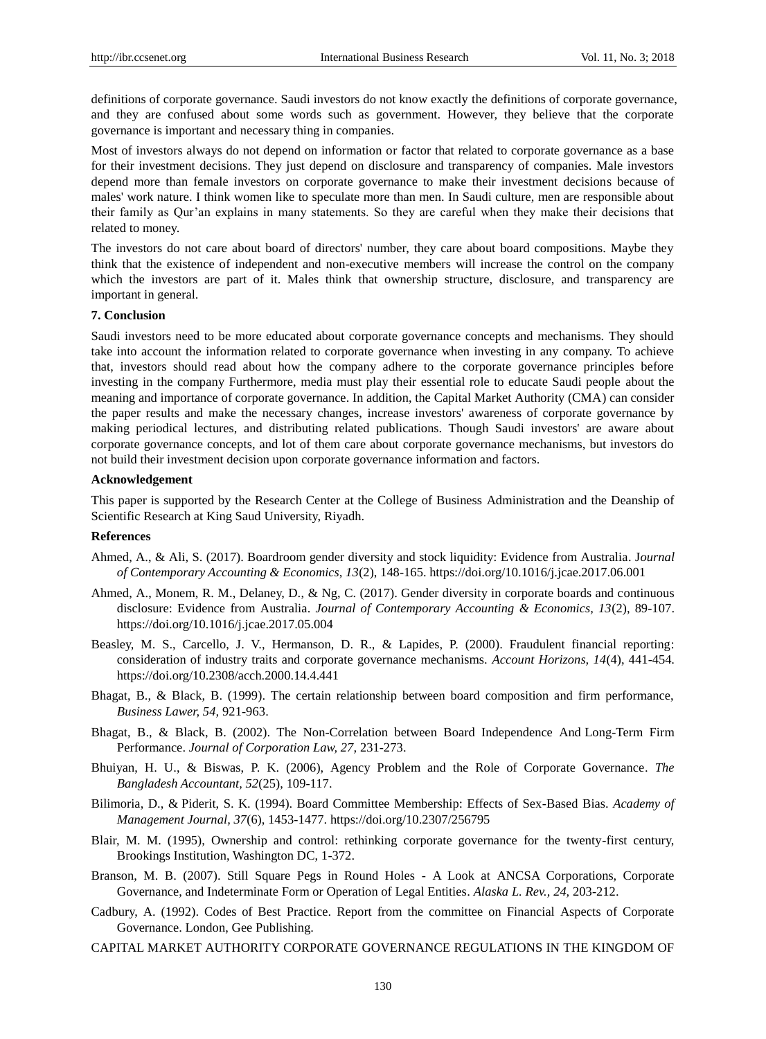definitions of corporate governance. Saudi investors do not know exactly the definitions of corporate governance, and they are confused about some words such as government. However, they believe that the corporate governance is important and necessary thing in companies.

Most of investors always do not depend on information or factor that related to corporate governance as a base for their investment decisions. They just depend on disclosure and transparency of companies. Male investors depend more than female investors on corporate governance to make their investment decisions because of males' work nature. I think women like to speculate more than men. In Saudi culture, men are responsible about their family as Qur'an explains in many statements. So they are careful when they make their decisions that related to money.

The investors do not care about board of directors' number, they care about board compositions. Maybe they think that the existence of independent and non-executive members will increase the control on the company which the investors are part of it. Males think that ownership structure, disclosure, and transparency are important in general.

## 7. Conclusion

Saudi investors need to be more educated about corporate governance concepts and mechanisms. They should take into account the information related to corporate governance when investing in any company. To achieve that, investors should read about how the company adhere to the corporate governance principles before investing in the company Furthermore, media must play their essential role to educate Saudi people about the meaning and importance of corporate governance. In addition, the Capital Market Authority (CMA) can consider the paper results and make the necessary changes, increase investors' awareness of corporate governance by making periodical lectures, and distributing related publications. Though Saudi investors' are aware about corporate governance concepts, and lot of them care about corporate governance mechanisms, but investors do not build their investment decision upon corporate governance information and factors.

## Acknowledgement

This paper is supported by the Research Center at the College of Business Administration and the Deanship of Scientific Research at King Saud University, Riyadh.

## References

Ahmed, A., & Ali, S. (2017). Boardroom gender diversity and stock liquidity: Evidence from Australia. *Journal of Contemporary Accounting & Economics, 13*(2), 148-165. https://doi.org/10.1016/j.jcae.2017.06.001

Ahmed, A., Monem, R. M., Delaney, D., & Ng, C. (2017). Gender diversity in corporate boards and continuous disclosure: Evidence from Australia. *Journal of Contemporary Accounting & Economics, 13*(2), 89-107. https://doi.org/10.1016/j.jcae.2017.05.004

Beasley, M. S., Carcello, J. V., Hermanson, D. R., & Lapides, P. (2000). Fraudulent financial reporting: consideration of industry traits and corporate governance mechanisms. *Account Horizons, 14*(4), 441-454. https://doi.org/10.2308/acch.2000.14.4.441

Bhagat, B., & Black, B. (1999). The certain relationship between board composition and firm performance, *Business Lawer, 54,* 921-963.

Bhagat, B., & Black, B. (2002). The Non-Correlation between Board Independence And Long-Term Firm Performance. *Journal of Corporation Law, 27,* 231-273.

Bhuiyan, H. U., & Biswas, P. K. (2006), Agency Problem and the Role of Corporate Governance. *The Bangladesh Accountant, 52*(25), 109-117.

Bilimoria, D., & Piderit, S. K. (1994). Board Committee Membership: Effects of Sex-Based Bias. *Academy of Management Journal, 37*(6), 1453-1477. https://doi.org/10.2307/256795

Blair, M. M. (1995), Ownership and control: rethinking corporate governance for the twenty-first century, Brookings Institution, Washington DC, 1-372.

Branson, M. B. (2007). Still Square Pegs in Round Holes - A Look at ANCSA Corporations, Corporate Governance, and Indeterminate Form or Operation of Legal Entities. *Alaska L. Rev., 24,* 203-212.

Cadbury, A. (1992). Codes of Best Practice. Report from the committee on Financial Aspects of Corporate Governance. London, Gee Publishing.

CAPITAL MARKET AUTHORITY CORPORATE GOVERNANCE REGULATIONS IN THE KINGDOM OF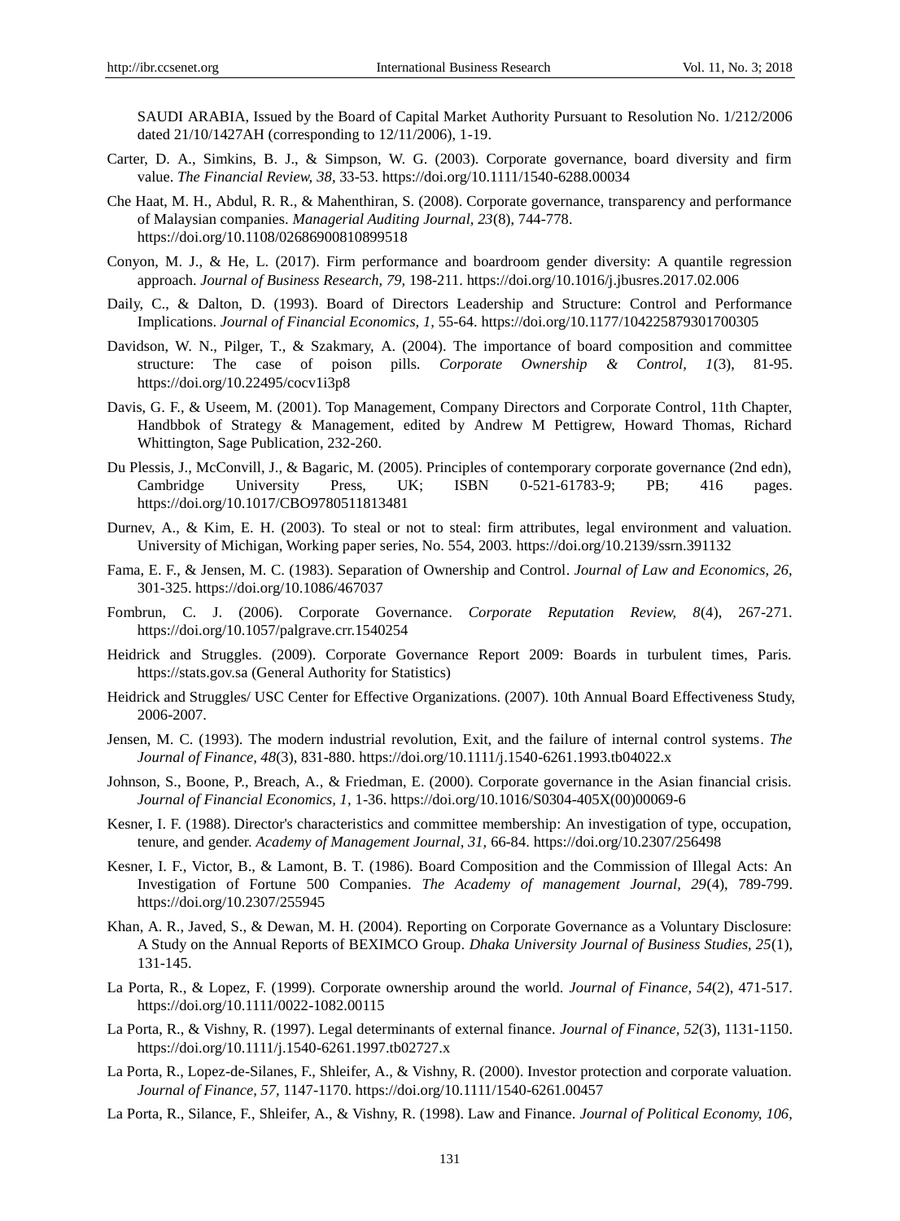SAUDI ARABIA, Issued by the Board of Capital Market Authority Pursuant to Resolution No. 1/212/2006 dated 21/10/1427AH (corresponding to 12/11/2006), 1-19.

Carter, D. A., Simkins, B. J., & Simpson, W. G. (2003). Corporate governance, board diversity and firm value. *The Financial Review, 38*, 33-53. https://doi.org/10.1111/1540-6288.00034

Che Haat, M. H., Abdul, R. R., & Mahenthiran, S. (2008). Corporate governance, transparency and performance of Malaysian companies. *Managerial Auditing Journal, 23*(8), 744-778. https://doi.org/10.1108/02686900810899518

Conyon, M. J., & He, L. (2017). Firm performance and boardroom gender diversity: A quantile regression approach. *Journal of Business Research, 79*, 198-211. https://doi.org/10.1016/j.jbusres.2017.02.006

Daily, C., & Dalton, D. (1993). Board of Directors Leadership and Structure: Control and Performance Implications. *Journal of Financial Economics, 1*, 55-64. https://doi.org/10.1177/104225879301700305

Davidson, W. N., Pilger, T., & Szakmary, A. (2004). The importance of board composition and committee structure: The case of poison pills. *Corporate Ownership & Control, 1*(3), 81-95. https://doi.org/10.22495/cocv1i3p8

Davis, G. F., & Useem, M. (2001). Top Management, Company Directors and Corporate Control, 11th Chapter, Handbbok of Strategy & Management, edited by Andrew M Pettigrew, Howard Thomas, Richard Whittington, Sage Publication, 232-260.

Du Plessis, J., McConvill, J., & Bagaric, M. (2005). Principles of contemporary corporate governance (2nd edn), Cambridge University Press, UK; ISBN 0-521-61783-9; PB; 416 pages. https://doi.org/10.1017/CBO9780511813481

Durnev, A., & Kim, E. H. (2003). To steal or not to steal: firm attributes, legal environment and valuation. University of Michigan, Working paper series, No. 554, 2003. https://doi.org/10.2139/ssrn.391132

Fama, E. F., & Jensen, M. C. (1983). Separation of Ownership and Control. *Journal of Law and Economics, 26*, 301-325. https://doi.org/10.1086/467037

Fombrun, C. J. (2006). Corporate Governance. *Corporate Reputation Review, 8*(4), 267-271. https://doi.org/10.1057/palgrave.crr.1540254

Heidrick and Struggles. (2009). Corporate Governance Report 2009: Boards in turbulent times, Paris. https://stats.gov.sa (General Authority for Statistics)

Heidrick and Struggles/ USC Center for Effective Organizations. (2007). 10th Annual Board Effectiveness Study, 2006-2007.

Jensen, M. C. (1993). The modern industrial revolution, Exit, and the failure of internal control systems. *The Journal of Finance, 48*(3), 831-880. https://doi.org/10.1111/j.1540-6261.1993.tb04022.x

Johnson, S., Boone, P., Breach, A., & Friedman, E. (2000). Corporate governance in the Asian financial crisis. *Journal of Financial Economics, 1*, 1-36. https://doi.org/10.1016/S0304-405X(00)00069-6

Kesner, I. F. (1988). Director's characteristics and committee membership: An investigation of type, occupation, tenure, and gender. *Academy of Management Journal, 31*, 66-84. https://doi.org/10.2307/256498

Kesner, I. F., Victor, B., & Lamont, B. T. (1986). Board Composition and the Commission of Illegal Acts: An Investigation of Fortune 500 Companies. *The Academy of management Journal, 29*(4), 789-799. https://doi.org/10.2307/255945

Khan, A. R., Javed, S., & Dewan, M. H. (2004). Reporting on Corporate Governance as a Voluntary Disclosure: A Study on the Annual Reports of BEXIMCO Group. *Dhaka University Journal of Business Studies, 25*(1), 131-145.

La Porta, R., & Lopez, F. (1999). Corporate ownership around the world. *Journal of Finance, 54*(2), 471-517. https://doi.org/10.1111/0022-1082.00115

La Porta, R., & Vishny, R. (1997). Legal determinants of external finance. *Journal of Finance, 52*(3), 1131-1150. https://doi.org/10.1111/j.1540-6261.1997.tb02727.x

La Porta, R., Lopez-de-Silanes, F., Shleifer, A., & Vishny, R. (2000). Investor protection and corporate valuation. *Journal of Finance, 57*, 1147-1170. https://doi.org/10.1111/1540-6261.00457

La Porta, R., Silance, F., Shleifer, A., & Vishny, R. (1998). Law and Finance. *Journal of Political Economy, 106*,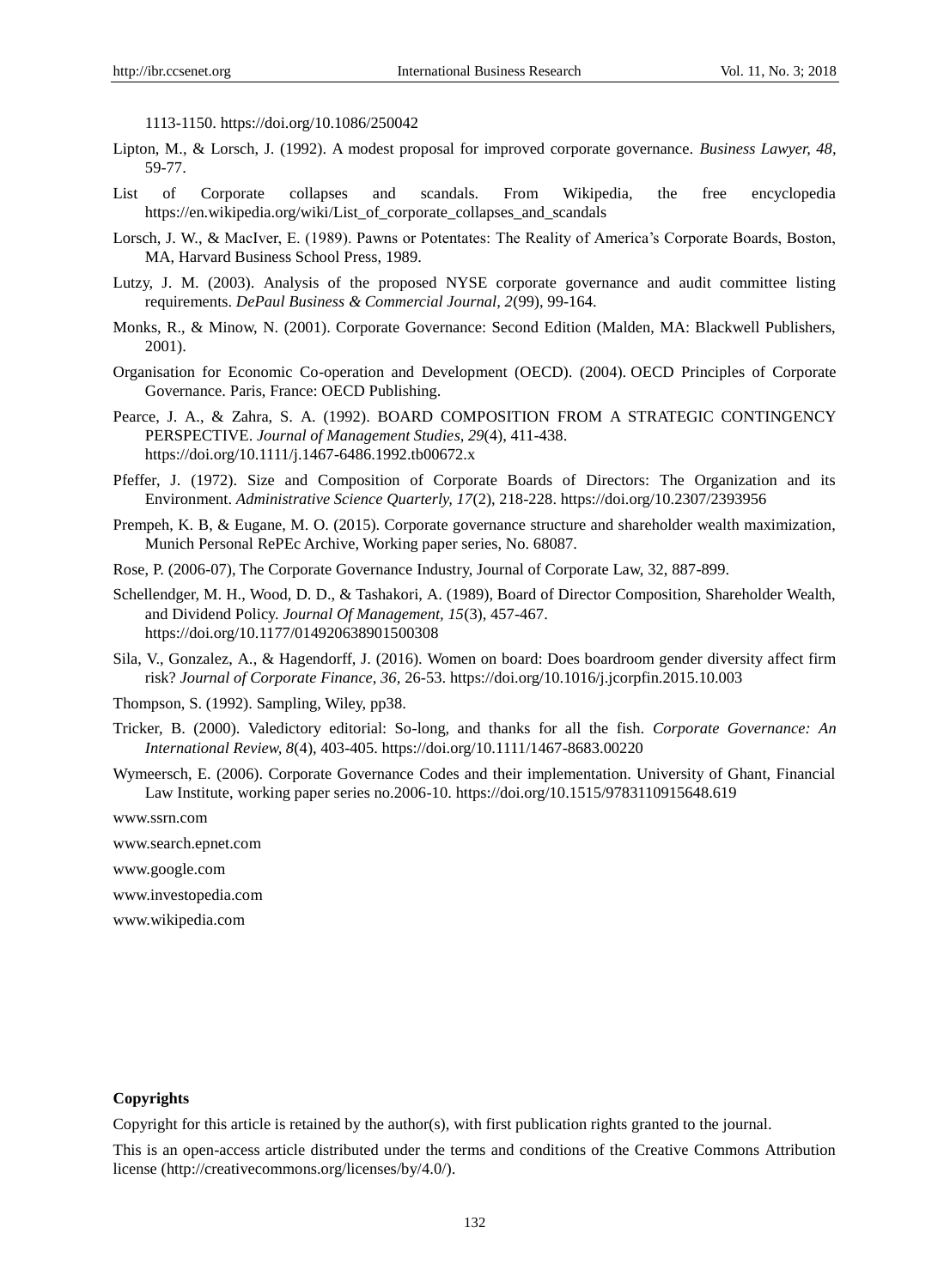1113-1150. https://doi.org/10.1086/250042

Lipton, M., & Lorsch, J. (1992). A modest proposal for improved corporate governance. *Business Lawyer, 48*, 59-77.

List of Corporate collapses and scandals. From Wikipedia, the free encyclopedia https://en.wikipedia.org/wiki/List_of_corporate_collapses_and_scandals

Lorsch, J. W., & MacIver, E. (1989). Pawns or Potentates: The Reality of America's Corporate Boards, Boston, MA, Harvard Business School Press, 1989.

Lutzy, J. M. (2003). Analysis of the proposed NYSE corporate governance and audit committee listing requirements. *DePaul Business & Commercial Journal, 2*(99), 99-164.

Monks, R., & Minow, N. (2001). Corporate Governance: Second Edition (Malden, MA: Blackwell Publishers, 2001).

Organisation for Economic Co-operation and Development (OECD). (2004). OECD Principles of Corporate Governance. Paris, France: OECD Publishing.

Pearce, J. A., & Zahra, S. A. (1992). BOARD COMPOSITION FROM A STRATEGIC CONTINGENCY PERSPECTIVE. *Journal of Management Studies, 29*(4), 411-438. https://doi.org/10.1111/j.1467-6486.1992.tb00672.x

Pfeffer, J. (1972). Size and Composition of Corporate Boards of Directors: The Organization and its Environment. *Administrative Science Quarterly, 17*(2), 218-228. https://doi.org/10.2307/2393956

Prempeh, K. B, & Eugane, M. O. (2015). Corporate governance structure and shareholder wealth maximization, Munich Personal RePEc Archive, Working paper series, No. 68087.

Rose, P. (2006-07), The Corporate Governance Industry, Journal of Corporate Law, 32, 887-899.

Schellendger, M. H., Wood, D. D., & Tashakori, A. (1989), Board of Director Composition, Shareholder Wealth, and Dividend Policy. *Journal Of Management, 15*(3), 457-467. https://doi.org/10.1177/014920638901500308

Sila, V., Gonzalez, A., & Hagendorff, J. (2016). Women on board: Does boardroom gender diversity affect firm risk? *Journal of Corporate Finance, 36*, 26-53. https://doi.org/10.1016/j.jcorpfin.2015.10.003

Thompson, S. (1992). Sampling, Wiley, pp38.

Tricker, B. (2000). Valedictory editorial: So-long, and thanks for all the fish. *Corporate Governance: An International Review, 8*(4), 403-405. https://doi.org/10.1111/1467-8683.00220

Wymeersch, E. (2006). Corporate Governance Codes and their implementation. University of Ghant, Financial Law Institute, working paper series no.2006-10. https://doi.org/10.1515/9783110915648.619

www.ssrn.com

www.search.epnet.com

www.google.com

www.investopedia.com

www.wikipedia.com

**Copyrights**

Copyright for this article is retained by the author(s), with first publication rights granted to the journal.

This is an open-access article distributed under the terms and conditions of the Creative Commons Attribution license (http://creativecommons.org/licenses/by/4.0/).